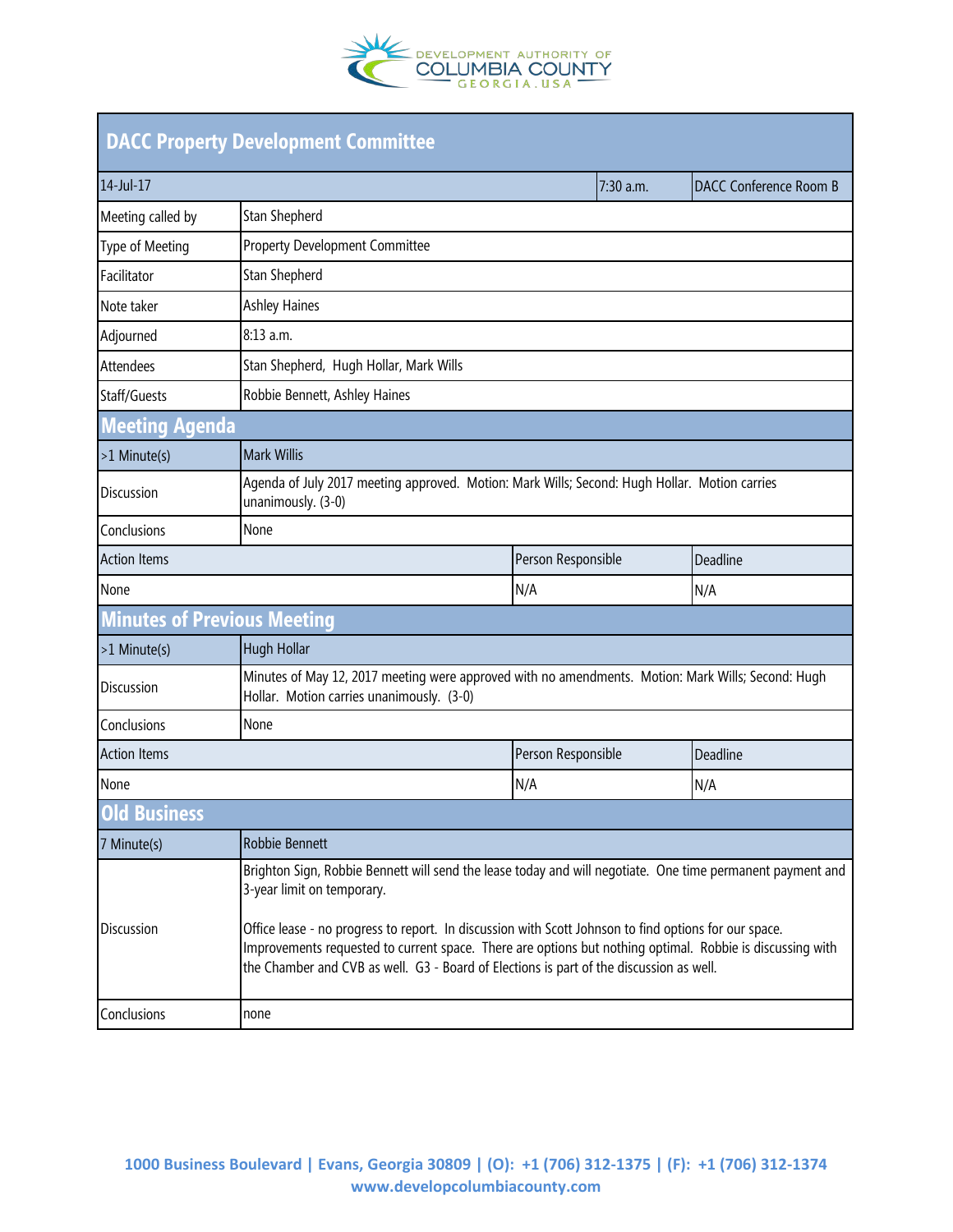# DACC Property Development Committee

| 14-Jul-17 | | 7:30 a.m. | DACC Conference Room B |
|---|---|---|---|
| Meeting called by | Stan Shepherd | | |
| Type of Meeting | Property Development Committee | | |
| Facilitator | Stan Shepherd | | |
| Note taker | Ashley Haines | | |
| Adjourned | 8:13 a.m. | | |
| Attendees | Stan Shepherd, Hugh Hollar, Mark Wills | | |
| Staff/Guests | Robbie Bennett, Ashley Haines | | |

## Meeting Agenda

| >1 Minute(s) | Mark Willis | |
|---|---|---|
| Discussion | Agenda of July 2017 meeting approved. Motion: Mark Wills; Second: Hugh Hollar. Motion carries unanimously. (3-0) | |
| Conclusions | None | |
| **Action Items** | **Person Responsible** | **Deadline** |
| None | N/A | N/A |

## Minutes of Previous Meeting

| >1 Minute(s) | Hugh Hollar | |
|---|---|---|
| Discussion | Minutes of May 12, 2017 meeting were approved with no amendments. Motion: Mark Wills; Second: Hugh Hollar. Motion carries unanimously. (3-0) | |
| Conclusions | None | |
| **Action Items** | **Person Responsible** | **Deadline** |
| None | N/A | N/A |

## Old Business

| 7 Minute(s) | Robbie Bennett |
|---|---|
| Discussion | Brighton Sign, Robbie Bennett will send the lease today and will negotiate. One time permanent payment and 3-year limit on temporary.<br><br>Office lease - no progress to report. In discussion with Scott Johnson to find options for our space. Improvements requested to current space. There are options but nothing optimal. Robbie is discussing with the Chamber and CVB as well. G3 - Board of Elections is part of the discussion as well. |
| Conclusions | none |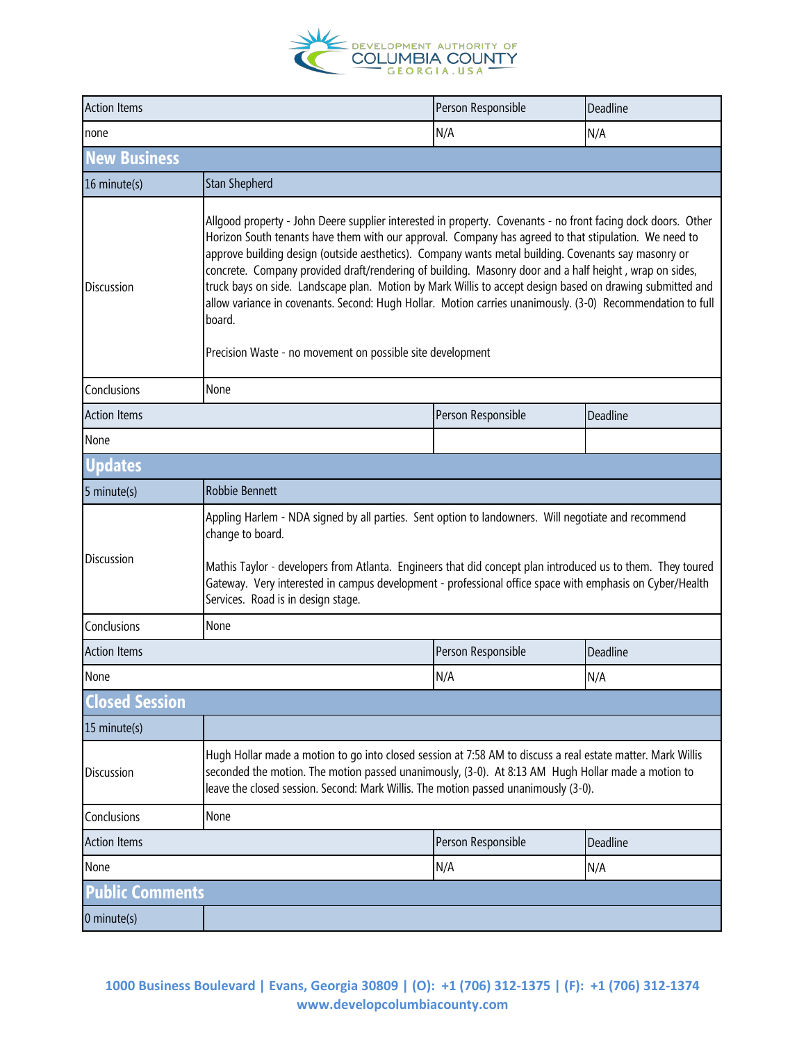| Action Items | | Person Responsible | Deadline |
|---|---|---|---|
| none | | N/A | N/A |

## New Business

| 16 minute(s) | Stan Shepherd | | |
|---|---|---|---|
| Discussion | Allgood property - John Deere supplier interested in property. Covenants - no front facing dock doors. Other Horizon South tenants have them with our approval. Company has agreed to that stipulation. We need to approve building design (outside aesthetics). Company wants metal building. Covenants say masonry or concrete. Company provided draft/rendering of building. Masonry door and a half height , wrap on sides, truck bays on side. Landscape plan. Motion by Mark Willis to accept design based on drawing submitted and allow variance in covenants. Second: Hugh Hollar. Motion carries unanimously. (3-0) Recommendation to full board.<br><br>Precision Waste - no movement on possible site development | | |
| Conclusions | None | | |
| Action Items | | Person Responsible | Deadline |
| None | | | |

## Updates

| 5 minute(s) | Robbie Bennett | | |
|---|---|---|---|
| Discussion | Appling Harlem - NDA signed by all parties. Sent option to landowners. Will negotiate and recommend change to board.<br><br>Mathis Taylor - developers from Atlanta. Engineers that did concept plan introduced us to them. They toured Gateway. Very interested in campus development - professional office space with emphasis on Cyber/Health Services. Road is in design stage. | | |
| Conclusions | None | | |
| Action Items | | Person Responsible | Deadline |
| None | | N/A | N/A |

## Closed Session

| 15 minute(s) | | | |
|---|---|---|---|
| Discussion | Hugh Hollar made a motion to go into closed session at 7:58 AM to discuss a real estate matter. Mark Willis seconded the motion. The motion passed unanimously, (3-0). At 8:13 AM Hugh Hollar made a motion to leave the closed session. Second: Mark Willis. The motion passed unanimously (3-0). | | |
| Conclusions | None | | |
| Action Items | | Person Responsible | Deadline |
| None | | N/A | N/A |

## Public Comments

| 0 minute(s) | |
|---|---|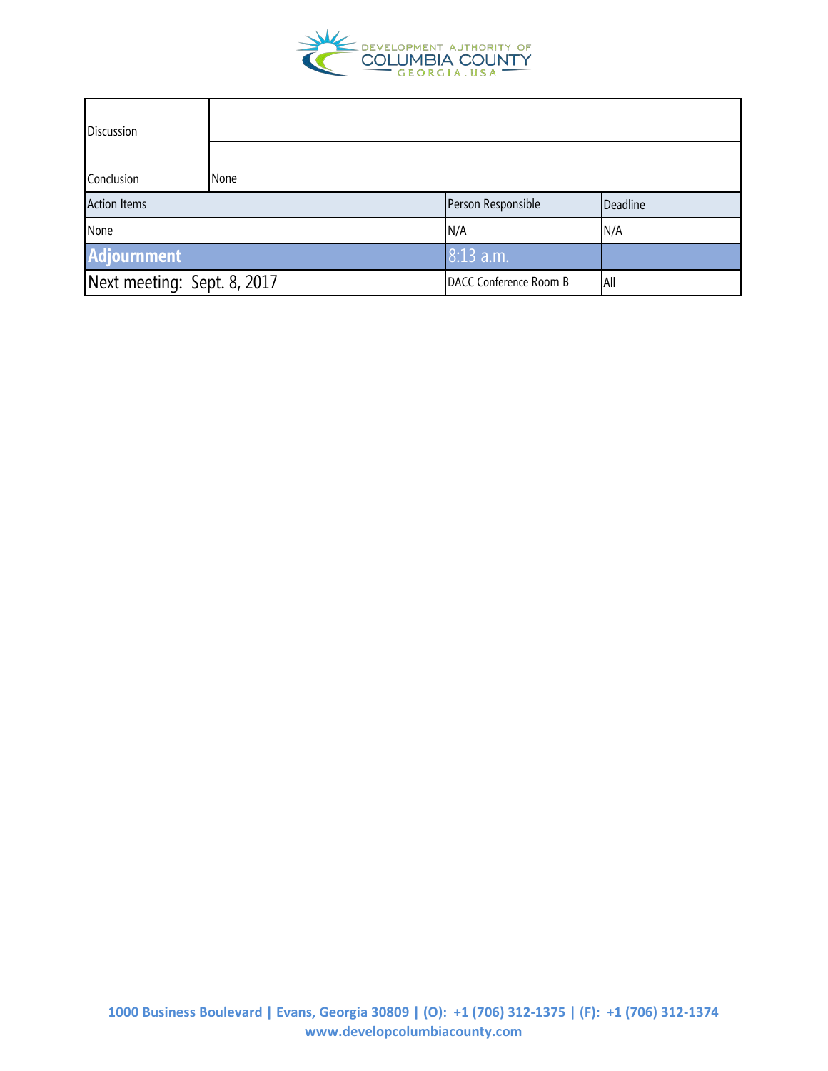| | | | |
|---|---|---|---|
| Discussion | | | |
| Conclusion | None | | |
| Action Items | | Person Responsible | Deadline |
| None | | N/A | N/A |
| **Adjournment** | | 8:13 a.m. | |
| Next meeting: Sept. 8, 2017 | | DACC Conference Room B | All |

**1000 Business Boulevard | Evans, Georgia 30809 | (O): +1 (706) 312-1375 | (F): +1 (706) 312-1374**
**www.developcolumbiacounty.com**